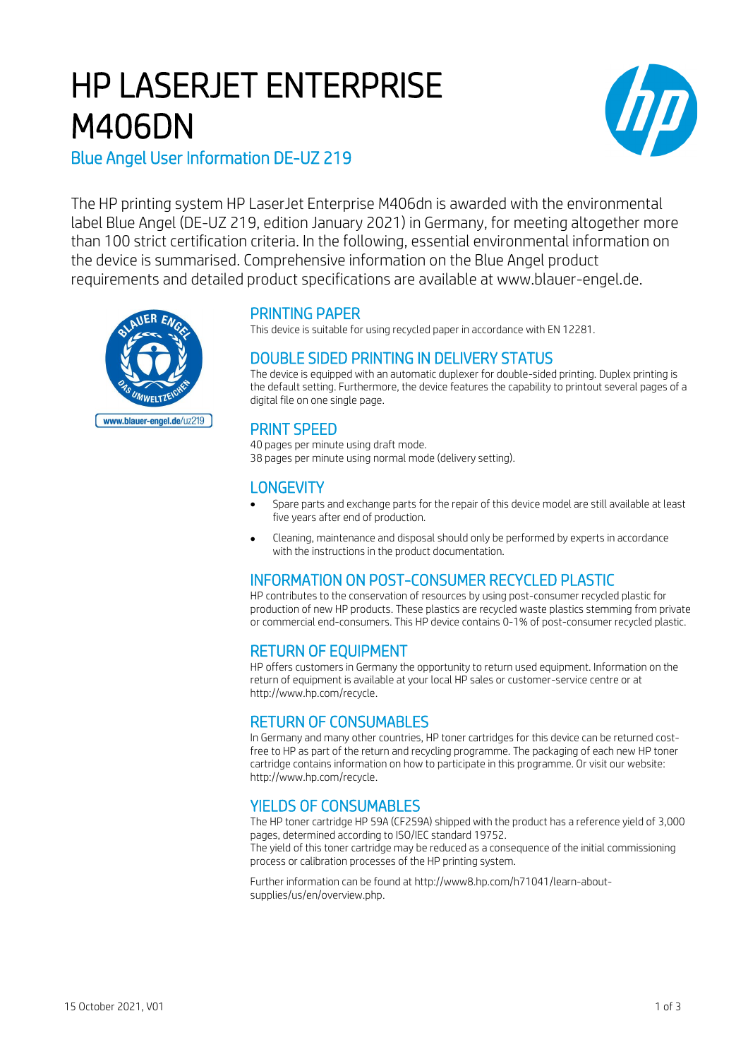# HP LASERJET ENTERPRISE M406DN

## Blue Angel User Information DE-UZ 219

The HP printing system HP LaserJet Enterprise M406dn is awarded with the environmental label Blue Angel (DE-UZ 219, edition January 2021) in Germany, for meeting altogether more than 100 strict certification criteria. In the following, essential environmental information on the device is summarised. Comprehensive information on the Blue Angel product requirements and detailed product specifications are available at www.blauer-engel.de.

www.blauer-engel.de/uz219

### PRINTING PAPER

This device is suitable for using recycled paper in accordance with EN 12281.

### DOUBLE SIDED PRINTING IN DELIVERY STATUS

The device is equipped with an automatic duplexer for double-sided printing. Duplex printing is the default setting. Furthermore, the device features the capability to printout several pages of a digital file on one single page.

### PRINT SPEED

40 pages per minute using draft mode.
38 pages per minute using normal mode (delivery setting).

### LONGEVITY

- Spare parts and exchange parts for the repair of this device model are still available at least five years after end of production.
- Cleaning, maintenance and disposal should only be performed by experts in accordance with the instructions in the product documentation.

### INFORMATION ON POST-CONSUMER RECYCLED PLASTIC

HP contributes to the conservation of resources by using post-consumer recycled plastic for production of new HP products. These plastics are recycled waste plastics stemming from private or commercial end-consumers. This HP device contains 0-1% of post-consumer recycled plastic.

### RETURN OF EQUIPMENT

HP offers customers in Germany the opportunity to return used equipment. Information on the return of equipment is available at your local HP sales or customer-service centre or at http://www.hp.com/recycle.

### RETURN OF CONSUMABLES

In Germany and many other countries, HP toner cartridges for this device can be returned cost-free to HP as part of the return and recycling programme. The packaging of each new HP toner cartridge contains information on how to participate in this programme. Or visit our website: http://www.hp.com/recycle.

### YIELDS OF CONSUMABLES

The HP toner cartridge HP 59A (CF259A) shipped with the product has a reference yield of 3,000 pages, determined according to ISO/IEC standard 19752.
The yield of this toner cartridge may be reduced as a consequence of the initial commissioning process or calibration processes of the HP printing system.

Further information can be found at http://www8.hp.com/h71041/learn-about-supplies/us/en/overview.php.

15 October 2021, V01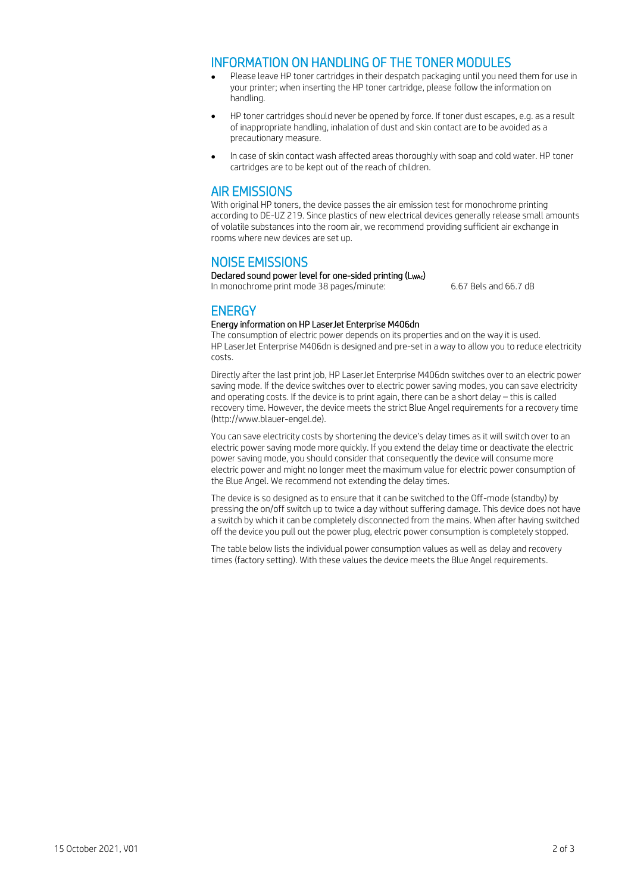## INFORMATION ON HANDLING OF THE TONER MODULES

- Please leave HP toner cartridges in their despatch packaging until you need them for use in your printer; when inserting the HP toner cartridge, please follow the information on handling.
- HP toner cartridges should never be opened by force. If toner dust escapes, e.g. as a result of inappropriate handling, inhalation of dust and skin contact are to be avoided as a precautionary measure.
- In case of skin contact wash affected areas thoroughly with soap and cold water. HP toner cartridges are to be kept out of the reach of children.

## AIR EMISSIONS

With original HP toners, the device passes the air emission test for monochrome printing according to DE-UZ 219. Since plastics of new electrical devices generally release small amounts of volatile substances into the room air, we recommend providing sufficient air exchange in rooms where new devices are set up.

## NOISE EMISSIONS

**Declared sound power level for one-sided printing ($L_{WAc}$)**

In monochrome print mode 38 pages/minute: 6.67 Bels and 66.7 dB

## ENERGY

**Energy information on HP LaserJet Enterprise M406dn**

The consumption of electric power depends on its properties and on the way it is used. HP LaserJet Enterprise M406dn is designed and pre-set in a way to allow you to reduce electricity costs.

Directly after the last print job, HP LaserJet Enterprise M406dn switches over to an electric power saving mode. If the device switches over to electric power saving modes, you can save electricity and operating costs. If the device is to print again, there can be a short delay – this is called recovery time. However, the device meets the strict Blue Angel requirements for a recovery time (http://www.blauer-engel.de).

You can save electricity costs by shortening the device's delay times as it will switch over to an electric power saving mode more quickly. If you extend the delay time or deactivate the electric power saving mode, you should consider that consequently the device will consume more electric power and might no longer meet the maximum value for electric power consumption of the Blue Angel. We recommend not extending the delay times.

The device is so designed as to ensure that it can be switched to the Off-mode (standby) by pressing the on/off switch up to twice a day without suffering damage. This device does not have a switch by which it can be completely disconnected from the mains. When after having switched off the device you pull out the power plug, electric power consumption is completely stopped.

The table below lists the individual power consumption values as well as delay and recovery times (factory setting). With these values the device meets the Blue Angel requirements.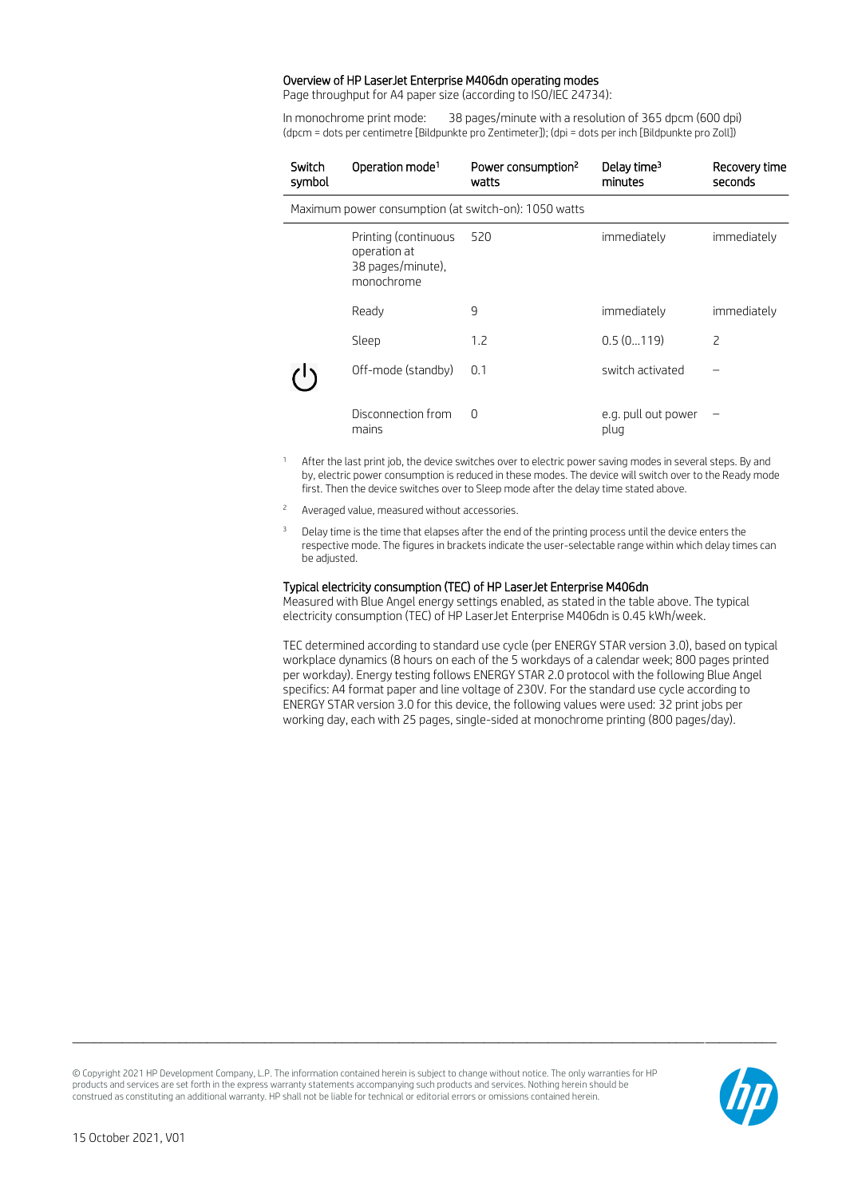### Overview of HP LaserJet Enterprise M406dn operating modes

Page throughput for A4 paper size (according to ISO/IEC 24734):

In monochrome print mode: 38 pages/minute with a resolution of 365 dpcm (600 dpi)
(dpcm = dots per centimetre [Bildpunkte pro Zentimeter]); (dpi = dots per inch [Bildpunkte pro Zoll])

| Switch symbol | Operation mode[1] | Power consumption[2] watts | Delay time[3] minutes | Recovery time seconds |
|---|---|---|---|---|
| Maximum power consumption (at switch-on): 1050 watts | | | | |
| | Printing (continuous operation at 38 pages/minute), monochrome | 520 | immediately | immediately |
| | Ready | 9 | immediately | immediately |
| | Sleep | 1.2 | 0.5 (0…119) | 2 |
| ⏻ | Off-mode (standby) | 0.1 | switch activated | – |
| | Disconnection from mains | 0 | e.g. pull out power plug | – |

[1] After the last print job, the device switches over to electric power saving modes in several steps. By and by, electric power consumption is reduced in these modes. The device will switch over to the Ready mode first. Then the device switches over to Sleep mode after the delay time stated above.

[2] Averaged value, measured without accessories.

[3] Delay time is the time that elapses after the end of the printing process until the device enters the respective mode. The figures in brackets indicate the user-selectable range within which delay times can be adjusted.

### Typical electricity consumption (TEC) of HP LaserJet Enterprise M406dn

Measured with Blue Angel energy settings enabled, as stated in the table above. The typical electricity consumption (TEC) of HP LaserJet Enterprise M406dn is 0.45 kWh/week.

TEC determined according to standard use cycle (per ENERGY STAR version 3.0), based on typical workplace dynamics (8 hours on each of the 5 workdays of a calendar week; 800 pages printed per workday). Energy testing follows ENERGY STAR 2.0 protocol with the following Blue Angel specifics: A4 format paper and line voltage of 230V. For the standard use cycle according to ENERGY STAR version 3.0 for this device, the following values were used: 32 print jobs per working day, each with 25 pages, single-sided at monochrome printing (800 pages/day).

© Copyright 2021 HP Development Company, L.P. The information contained herein is subject to change without notice. The only warranties for HP products and services are set forth in the express warranty statements accompanying such products and services. Nothing herein should be construed as constituting an additional warranty. HP shall not be liable for technical or editorial errors or omissions contained herein.

15 October 2021, V01